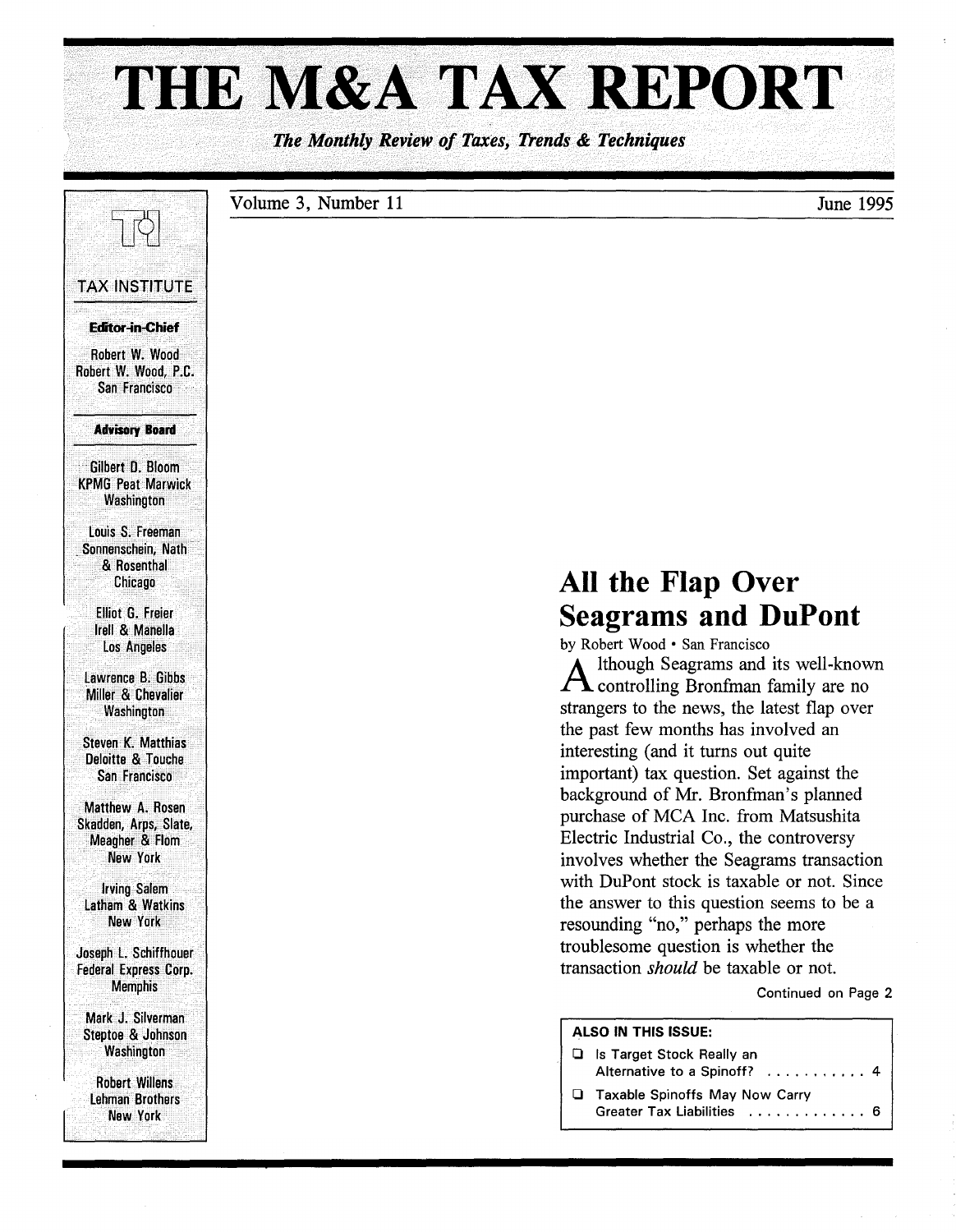# THE M&A TAX REPORT

*The Monthly Review of Taxes, Trends & Techniques*

Volume 3, Number 11 — June 1995

TAX INSTITUTE

**Editor-in-Chief**

Robert W. Wood
Robert W. Wood, P.C.
San Francisco

**Advisory Board**

Gilbert D. Bloom
KPMG Peat Marwick
Washington

Louis S. Freeman
Sonnenschein, Nath & Rosenthal
Chicago

Elliot G. Freier
Irell & Manella
Los Angeles

Lawrence B. Gibbs
Miller & Chevalier
Washington

Steven K. Matthias
Deloitte & Touche
San Francisco

Matthew A. Rosen
Skadden, Arps, Slate, Meagher & Flom
New York

Irving Salem
Latham & Watkins
New York

Joseph L. Schiffhouer
Federal Express Corp.
Memphis

Mark J. Silverman
Steptoe & Johnson
Washington

Robert Willens
Lehman Brothers
New York

## All the Flap Over Seagrams and DuPont

by Robert Wood • San Francisco

Although Seagrams and its well-known controlling Bronfman family are no strangers to the news, the latest flap over the past few months has involved an interesting (and it turns out quite important) tax question. Set against the background of Mr. Bronfman's planned purchase of MCA Inc. from Matsushita Electric Industrial Co., the controversy involves whether the Seagrams transaction with DuPont stock is taxable or not. Since the answer to this question seems to be a resounding "no," perhaps the more troublesome question is whether the transaction *should* be taxable or not.

Continued on Page 2

**ALSO IN THIS ISSUE:**

- Is Target Stock Really an Alternative to a Spinoff? . . . . . . . . . . . 4
- Taxable Spinoffs May Now Carry Greater Tax Liabilities . . . . . . . . . . . . . 6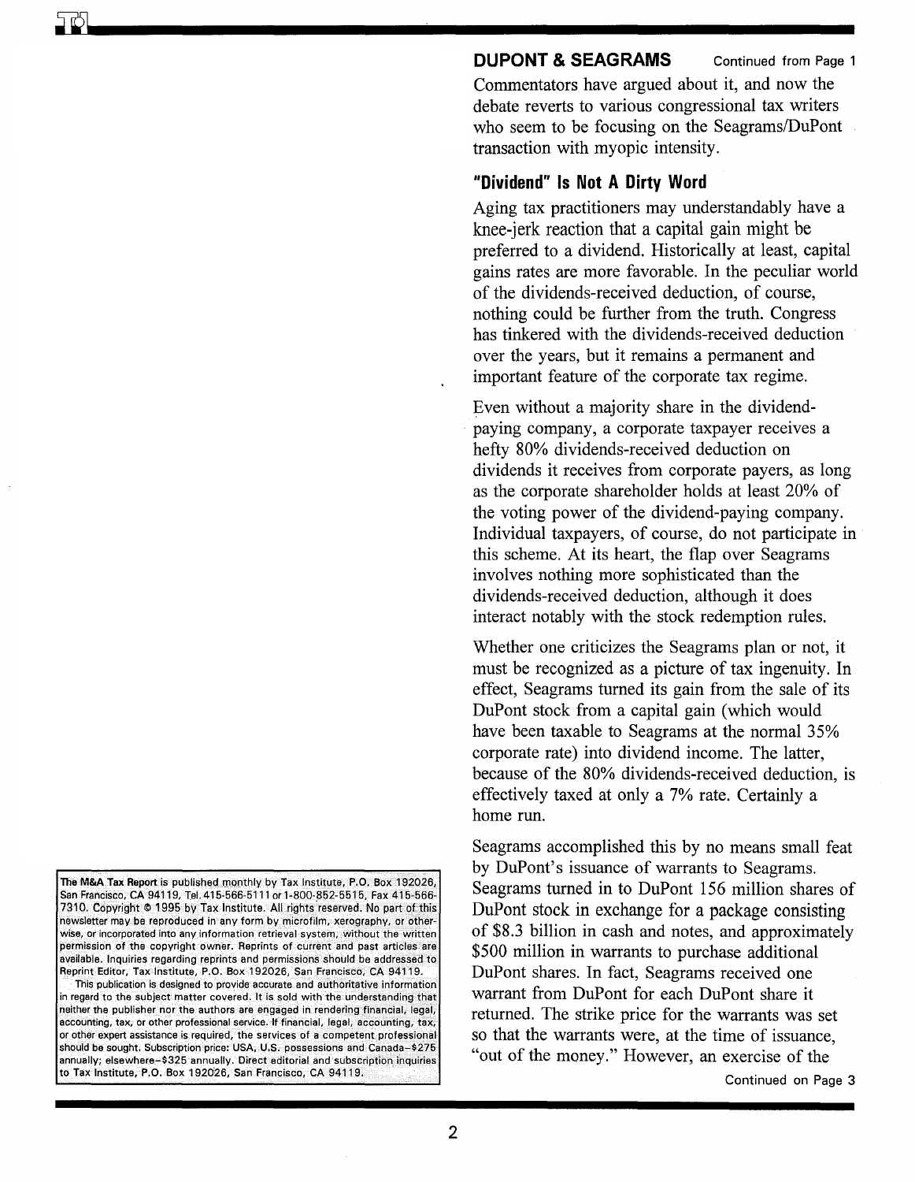## DUPONT & SEAGRAMS

Continued from Page 1

Commentators have argued about it, and now the debate reverts to various congressional tax writers who seem to be focusing on the Seagrams/DuPont transaction with myopic intensity.

### "Dividend" Is Not A Dirty Word

Aging tax practitioners may understandably have a knee-jerk reaction that a capital gain might be preferred to a dividend. Historically at least, capital gains rates are more favorable. In the peculiar world of the dividends-received deduction, of course, nothing could be further from the truth. Congress has tinkered with the dividends-received deduction over the years, but it remains a permanent and important feature of the corporate tax regime.

Even without a majority share in the dividend-paying company, a corporate taxpayer receives a hefty 80% dividends-received deduction on dividends it receives from corporate payers, as long as the corporate shareholder holds at least 20% of the voting power of the dividend-paying company. Individual taxpayers, of course, do not participate in this scheme. At its heart, the flap over Seagrams involves nothing more sophisticated than the dividends-received deduction, although it does interact notably with the stock redemption rules.

Whether one criticizes the Seagrams plan or not, it must be recognized as a picture of tax ingenuity. In effect, Seagrams turned its gain from the sale of its DuPont stock from a capital gain (which would have been taxable to Seagrams at the normal 35% corporate rate) into dividend income. The latter, because of the 80% dividends-received deduction, is effectively taxed at only a 7% rate. Certainly a home run.

Seagrams accomplished this by no means small feat by DuPont's issuance of warrants to Seagrams. Seagrams turned in to DuPont 156 million shares of DuPont stock in exchange for a package consisting of $8.3 billion in cash and notes, and approximately $500 million in warrants to purchase additional DuPont shares. In fact, Seagrams received one warrant from DuPont for each DuPont share it returned. The strike price for the warrants was set so that the warrants were, at the time of issuance, "out of the money." However, an exercise of the

Continued on Page 3

**The M&A Tax Report** is published monthly by Tax Institute, P.O. Box 192026, San Francisco, CA 94119, Tel. 415-566-5111 or 1-800-852-5515, Fax 415-566-7310. Copyright © 1995 by Tax Institute. All rights reserved. No part of this newsletter may be reproduced in any form by microfilm, xerography, or otherwise, or incorporated into any information retrieval system, without the written permission of the copyright owner. Reprints of current and past articles are available. Inquiries regarding reprints and permissions should be addressed to Reprint Editor, Tax Institute, P.O. Box 192026, San Francisco, CA 94119.

This publication is designed to provide accurate and authoritative information in regard to the subject matter covered. It is sold with the understanding that neither the publisher nor the authors are engaged in rendering financial, legal, accounting, tax, or other professional service. If financial, legal, accounting, tax, or other expert assistance is required, the services of a competent professional should be sought. Subscription price: USA, U.S. possessions and Canada–$275 annually; elsewhere–$325 annually. Direct editorial and subscription inquiries to Tax Institute, P.O. Box 192026, San Francisco, CA 94119.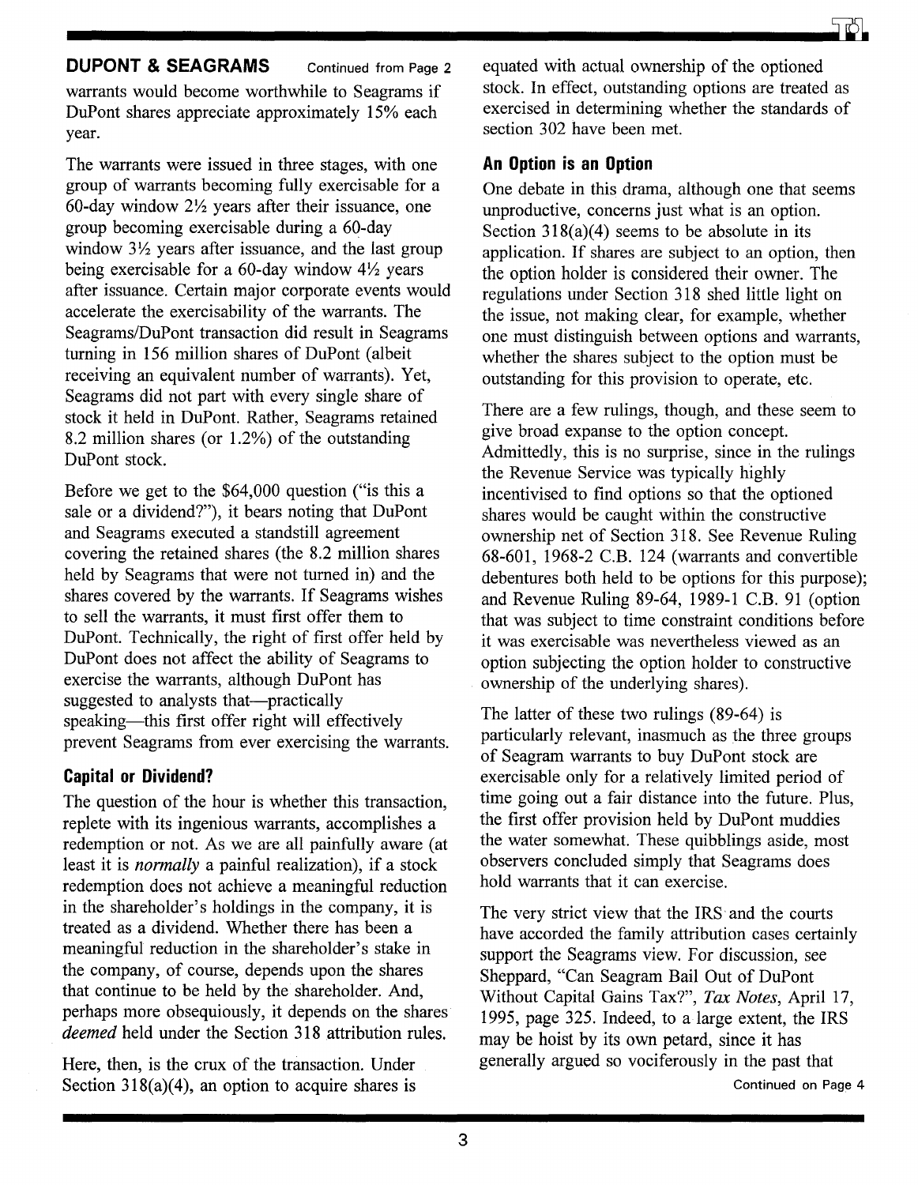## DUPONT & SEAGRAMS Continued from Page 2

warrants would become worthwhile to Seagrams if DuPont shares appreciate approximately 15% each year.

The warrants were issued in three stages, with one group of warrants becoming fully exercisable for a 60-day window 2½ years after their issuance, one group becoming exercisable during a 60-day window 3½ years after issuance, and the last group being exercisable for a 60-day window 4½ years after issuance. Certain major corporate events would accelerate the exercisability of the warrants. The Seagrams/DuPont transaction did result in Seagrams turning in 156 million shares of DuPont (albeit receiving an equivalent number of warrants). Yet, Seagrams did not part with every single share of stock it held in DuPont. Rather, Seagrams retained 8.2 million shares (or 1.2%) of the outstanding DuPont stock.

Before we get to the $64,000 question ("is this a sale or a dividend?"), it bears noting that DuPont and Seagrams executed a standstill agreement covering the retained shares (the 8.2 million shares held by Seagrams that were not turned in) and the shares covered by the warrants. If Seagrams wishes to sell the warrants, it must first offer them to DuPont. Technically, the right of first offer held by DuPont does not affect the ability of Seagrams to exercise the warrants, although DuPont has suggested to analysts that—practically speaking—this first offer right will effectively prevent Seagrams from ever exercising the warrants.

### Capital or Dividend?

The question of the hour is whether this transaction, replete with its ingenious warrants, accomplishes a redemption or not. As we are all painfully aware (at least it is *normally* a painful realization), if a stock redemption does not achieve a meaningful reduction in the shareholder's holdings in the company, it is treated as a dividend. Whether there has been a meaningful reduction in the shareholder's stake in the company, of course, depends upon the shares that continue to be held by the shareholder. And, perhaps more obsequiously, it depends on the shares *deemed* held under the Section 318 attribution rules.

Here, then, is the crux of the transaction. Under Section 318(a)(4), an option to acquire shares is equated with actual ownership of the optioned stock. In effect, outstanding options are treated as exercised in determining whether the standards of section 302 have been met.

### An Option is an Option

One debate in this drama, although one that seems unproductive, concerns just what is an option. Section 318(a)(4) seems to be absolute in its application. If shares are subject to an option, then the option holder is considered their owner. The regulations under Section 318 shed little light on the issue, not making clear, for example, whether one must distinguish between options and warrants, whether the shares subject to the option must be outstanding for this provision to operate, etc.

There are a few rulings, though, and these seem to give broad expanse to the option concept. Admittedly, this is no surprise, since in the rulings the Revenue Service was typically highly incentivised to find options so that the optioned shares would be caught within the constructive ownership net of Section 318. See Revenue Ruling 68-601, 1968-2 C.B. 124 (warrants and convertible debentures both held to be options for this purpose); and Revenue Ruling 89-64, 1989-1 C.B. 91 (option that was subject to time constraint conditions before it was exercisable was nevertheless viewed as an option subjecting the option holder to constructive ownership of the underlying shares).

The latter of these two rulings (89-64) is particularly relevant, inasmuch as the three groups of Seagram warrants to buy DuPont stock are exercisable only for a relatively limited period of time going out a fair distance into the future. Plus, the first offer provision held by DuPont muddies the water somewhat. These quibblings aside, most observers concluded simply that Seagrams does hold warrants that it can exercise.

The very strict view that the IRS and the courts have accorded the family attribution cases certainly support the Seagrams view. For discussion, see Sheppard, "Can Seagram Bail Out of DuPont Without Capital Gains Tax?", *Tax Notes*, April 17, 1995, page 325. Indeed, to a large extent, the IRS may be hoist by its own petard, since it has generally argued so vociferously in the past that

Continued on Page 4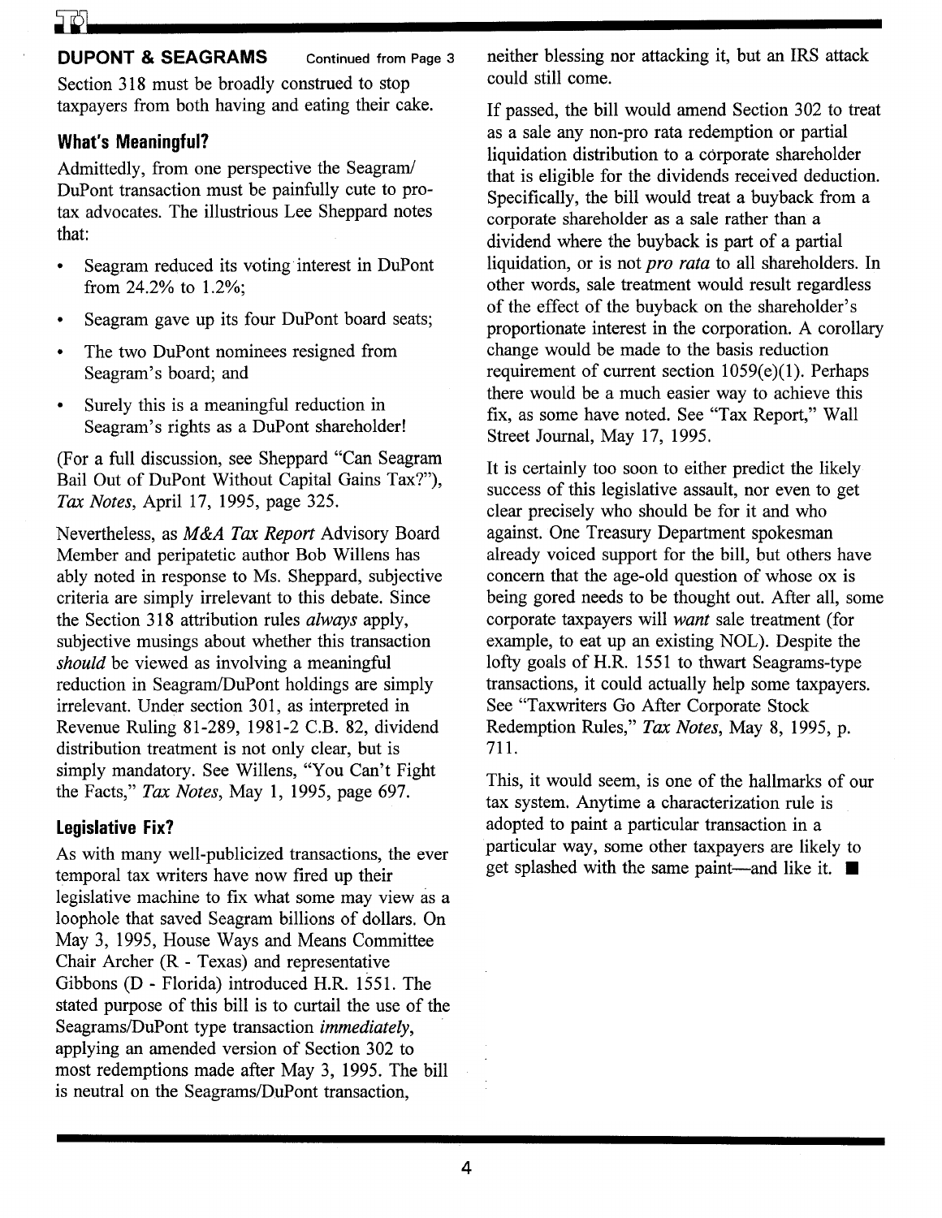**DUPONT & SEAGRAMS** Continued from Page 3

Section 318 must be broadly construed to stop taxpayers from both having and eating their cake.

### What's Meaningful?

Admittedly, from one perspective the Seagram/DuPont transaction must be painfully cute to pro-tax advocates. The illustrious Lee Sheppard notes that:

- Seagram reduced its voting interest in DuPont from 24.2% to 1.2%;
- Seagram gave up its four DuPont board seats;
- The two DuPont nominees resigned from Seagram's board; and
- Surely this is a meaningful reduction in Seagram's rights as a DuPont shareholder!

(For a full discussion, see Sheppard "Can Seagram Bail Out of DuPont Without Capital Gains Tax?"), *Tax Notes*, April 17, 1995, page 325.

Nevertheless, as *M&A Tax Report* Advisory Board Member and peripatetic author Bob Willens has ably noted in response to Ms. Sheppard, subjective criteria are simply irrelevant to this debate. Since the Section 318 attribution rules *always* apply, subjective musings about whether this transaction *should* be viewed as involving a meaningful reduction in Seagram/DuPont holdings are simply irrelevant. Under section 301, as interpreted in Revenue Ruling 81-289, 1981-2 C.B. 82, dividend distribution treatment is not only clear, but is simply mandatory. See Willens, "You Can't Fight the Facts," *Tax Notes*, May 1, 1995, page 697.

### Legislative Fix?

As with many well-publicized transactions, the ever temporal tax writers have now fired up their legislative machine to fix what some may view as a loophole that saved Seagram billions of dollars. On May 3, 1995, House Ways and Means Committee Chair Archer (R - Texas) and representative Gibbons (D - Florida) introduced H.R. 1551. The stated purpose of this bill is to curtail the use of the Seagrams/DuPont type transaction *immediately*, applying an amended version of Section 302 to most redemptions made after May 3, 1995. The bill is neutral on the Seagrams/DuPont transaction, neither blessing nor attacking it, but an IRS attack could still come.

If passed, the bill would amend Section 302 to treat as a sale any non-pro rata redemption or partial liquidation distribution to a corporate shareholder that is eligible for the dividends received deduction. Specifically, the bill would treat a buyback from a corporate shareholder as a sale rather than a dividend where the buyback is part of a partial liquidation, or is not *pro rata* to all shareholders. In other words, sale treatment would result regardless of the effect of the buyback on the shareholder's proportionate interest in the corporation. A corollary change would be made to the basis reduction requirement of current section 1059(e)(1). Perhaps there would be a much easier way to achieve this fix, as some have noted. See "Tax Report," Wall Street Journal, May 17, 1995.

It is certainly too soon to either predict the likely success of this legislative assault, nor even to get clear precisely who should be for it and who against. One Treasury Department spokesman already voiced support for the bill, but others have concern that the age-old question of whose ox is being gored needs to be thought out. After all, some corporate taxpayers will *want* sale treatment (for example, to eat up an existing NOL). Despite the lofty goals of H.R. 1551 to thwart Seagrams-type transactions, it could actually help some taxpayers. See "Taxwriters Go After Corporate Stock Redemption Rules," *Tax Notes*, May 8, 1995, p. 711.

This, it would seem, is one of the hallmarks of our tax system. Anytime a characterization rule is adopted to paint a particular transaction in a particular way, some other taxpayers are likely to get splashed with the same paint—and like it. ■